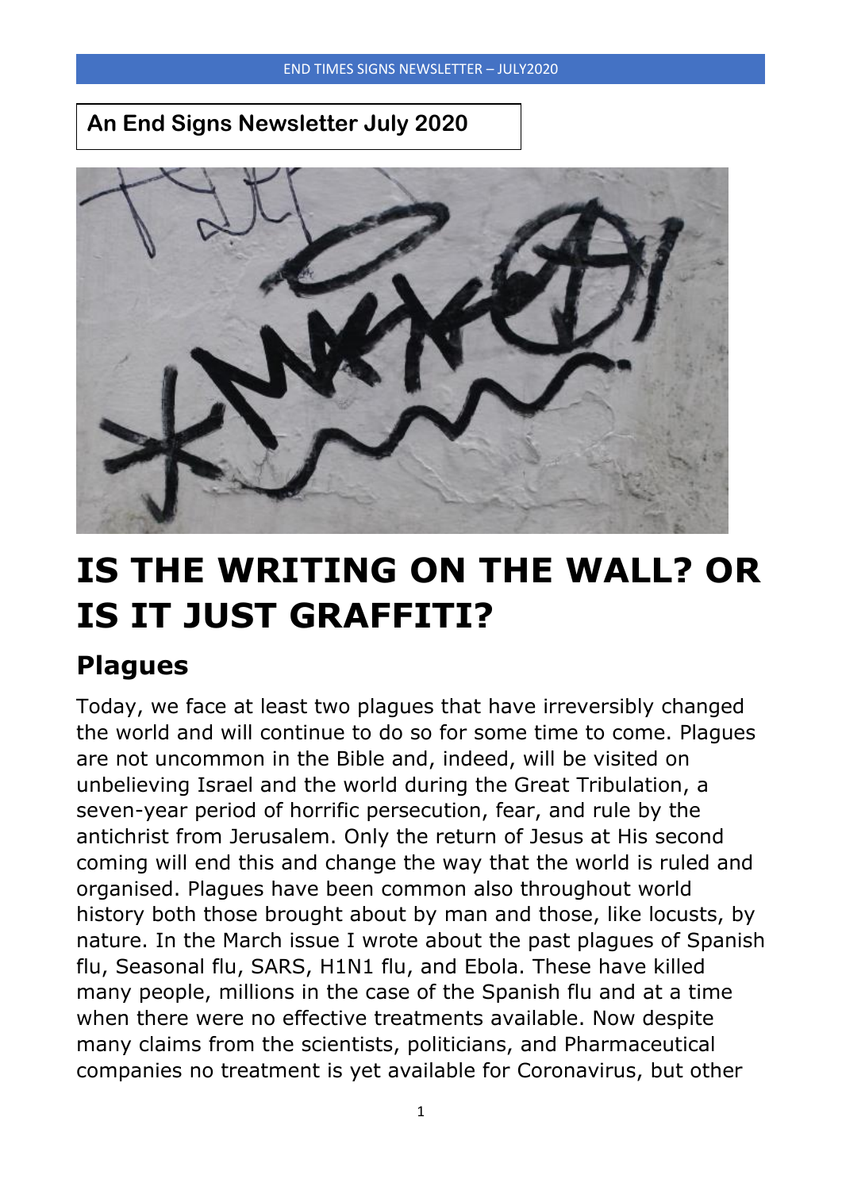**An End Signs Newsletter July 2020**

# IS THE WRITING ON THE WALL? OR IS IT JUST GRAFFITI?

## Plagues

Today, we face at least two plagues that have irreversibly changed the world and will continue to do so for some time to come. Plagues are not uncommon in the Bible and, indeed, will be visited on unbelieving Israel and the world during the Great Tribulation, a seven-year period of horrific persecution, fear, and rule by the antichrist from Jerusalem. Only the return of Jesus at His second coming will end this and change the way that the world is ruled and organised. Plagues have been common also throughout world history both those brought about by man and those, like locusts, by nature. In the March issue I wrote about the past plagues of Spanish flu, Seasonal flu, SARS, H1N1 flu, and Ebola. These have killed many people, millions in the case of the Spanish flu and at a time when there were no effective treatments available. Now despite many claims from the scientists, politicians, and Pharmaceutical companies no treatment is yet available for Coronavirus, but other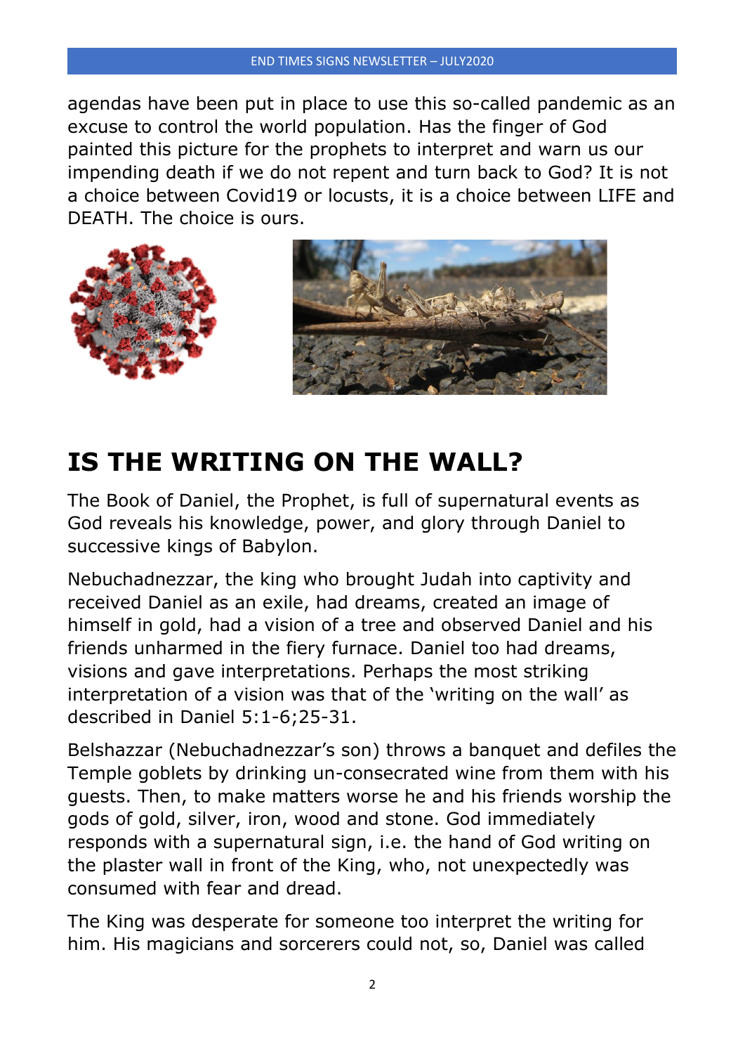agendas have been put in place to use this so-called pandemic as an excuse to control the world population. Has the finger of God painted this picture for the prophets to interpret and warn us our impending death if we do not repent and turn back to God? It is not a choice between Covid19 or locusts, it is a choice between LIFE and DEATH. The choice is ours.

# IS THE WRITING ON THE WALL?

The Book of Daniel, the Prophet, is full of supernatural events as God reveals his knowledge, power, and glory through Daniel to successive kings of Babylon.

Nebuchadnezzar, the king who brought Judah into captivity and received Daniel as an exile, had dreams, created an image of himself in gold, had a vision of a tree and observed Daniel and his friends unharmed in the fiery furnace. Daniel too had dreams, visions and gave interpretations. Perhaps the most striking interpretation of a vision was that of the 'writing on the wall' as described in Daniel 5:1-6;25-31.

Belshazzar (Nebuchadnezzar's son) throws a banquet and defiles the Temple goblets by drinking un-consecrated wine from them with his guests. Then, to make matters worse he and his friends worship the gods of gold, silver, iron, wood and stone. God immediately responds with a supernatural sign, i.e. the hand of God writing on the plaster wall in front of the King, who, not unexpectedly was consumed with fear and dread.

The King was desperate for someone too interpret the writing for him. His magicians and sorcerers could not, so, Daniel was called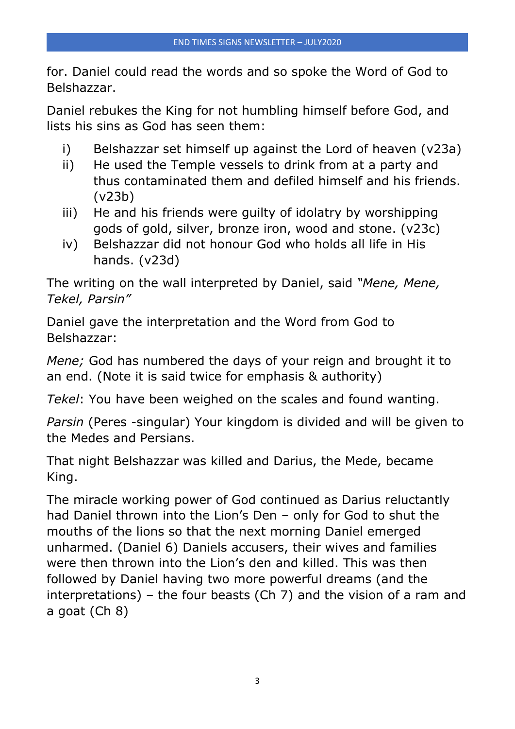for. Daniel could read the words and so spoke the Word of God to Belshazzar.

Daniel rebukes the King for not humbling himself before God, and lists his sins as God has seen them:

i) Belshazzar set himself up against the Lord of heaven (v23a)
ii) He used the Temple vessels to drink from at a party and thus contaminated them and defiled himself and his friends. (v23b)
iii) He and his friends were guilty of idolatry by worshipping gods of gold, silver, bronze iron, wood and stone. (v23c)
iv) Belshazzar did not honour God who holds all life in His hands. (v23d)

The writing on the wall interpreted by Daniel, said *"Mene, Mene, Tekel, Parsin"*

Daniel gave the interpretation and the Word from God to Belshazzar:

*Mene;* God has numbered the days of your reign and brought it to an end. (Note it is said twice for emphasis & authority)

*Tekel*: You have been weighed on the scales and found wanting.

*Parsin* (Peres -singular) Your kingdom is divided and will be given to the Medes and Persians.

That night Belshazzar was killed and Darius, the Mede, became King.

The miracle working power of God continued as Darius reluctantly had Daniel thrown into the Lion's Den – only for God to shut the mouths of the lions so that the next morning Daniel emerged unharmed. (Daniel 6) Daniels accusers, their wives and families were then thrown into the Lion's den and killed. This was then followed by Daniel having two more powerful dreams (and the interpretations) – the four beasts (Ch 7) and the vision of a ram and a goat (Ch 8)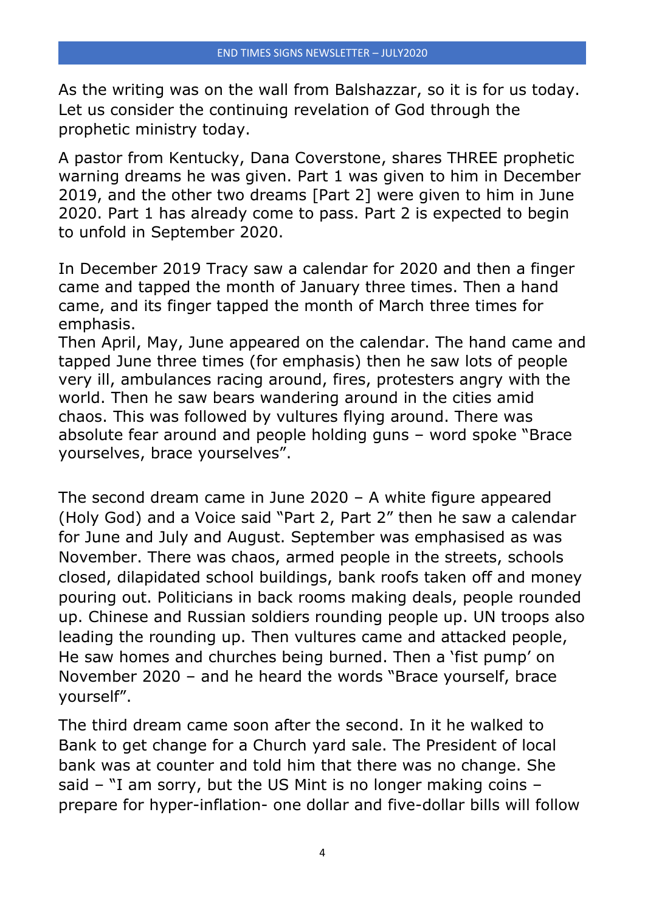As the writing was on the wall from Balshazzar, so it is for us today. Let us consider the continuing revelation of God through the prophetic ministry today.

A pastor from Kentucky, Dana Coverstone, shares THREE prophetic warning dreams he was given. Part 1 was given to him in December 2019, and the other two dreams [Part 2] were given to him in June 2020. Part 1 has already come to pass. Part 2 is expected to begin to unfold in September 2020.

In December 2019 Tracy saw a calendar for 2020 and then a finger came and tapped the month of January three times. Then a hand came, and its finger tapped the month of March three times for emphasis.
Then April, May, June appeared on the calendar. The hand came and tapped June three times (for emphasis) then he saw lots of people very ill, ambulances racing around, fires, protesters angry with the world. Then he saw bears wandering around in the cities amid chaos. This was followed by vultures flying around. There was absolute fear around and people holding guns – word spoke "Brace yourselves, brace yourselves".

The second dream came in June 2020 – A white figure appeared (Holy God) and a Voice said "Part 2, Part 2" then he saw a calendar for June and July and August. September was emphasised as was November. There was chaos, armed people in the streets, schools closed, dilapidated school buildings, bank roofs taken off and money pouring out. Politicians in back rooms making deals, people rounded up. Chinese and Russian soldiers rounding people up. UN troops also leading the rounding up. Then vultures came and attacked people, He saw homes and churches being burned. Then a 'fist pump' on November 2020 – and he heard the words "Brace yourself, brace yourself".

The third dream came soon after the second. In it he walked to Bank to get change for a Church yard sale. The President of local bank was at counter and told him that there was no change. She said – "I am sorry, but the US Mint is no longer making coins – prepare for hyper-inflation- one dollar and five-dollar bills will follow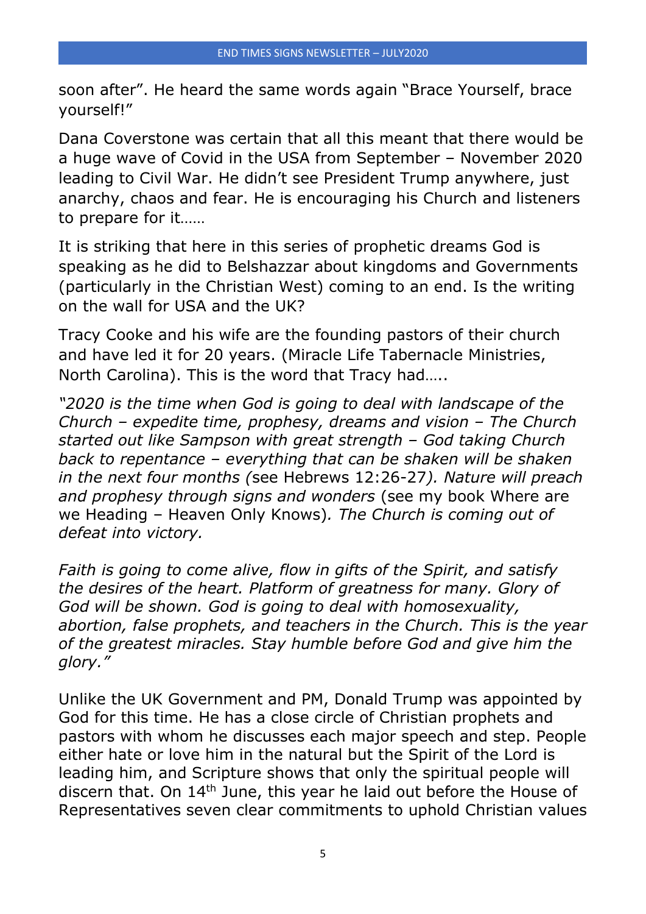soon after". He heard the same words again "Brace Yourself, brace yourself!"

Dana Coverstone was certain that all this meant that there would be a huge wave of Covid in the USA from September – November 2020 leading to Civil War. He didn't see President Trump anywhere, just anarchy, chaos and fear. He is encouraging his Church and listeners to prepare for it……

It is striking that here in this series of prophetic dreams God is speaking as he did to Belshazzar about kingdoms and Governments (particularly in the Christian West) coming to an end. Is the writing on the wall for USA and the UK?

Tracy Cooke and his wife are the founding pastors of their church and have led it for 20 years. (Miracle Life Tabernacle Ministries, North Carolina). This is the word that Tracy had…..

*"2020 is the time when God is going to deal with landscape of the Church – expedite time, prophesy, dreams and vision – The Church started out like Sampson with great strength – God taking Church back to repentance – everything that can be shaken will be shaken in the next four months (*see Hebrews 12:26-27*). Nature will preach and prophesy through signs and wonders* (see my book Where are we Heading – Heaven Only Knows)*. The Church is coming out of defeat into victory.*

*Faith is going to come alive, flow in gifts of the Spirit, and satisfy the desires of the heart. Platform of greatness for many. Glory of God will be shown. God is going to deal with homosexuality, abortion, false prophets, and teachers in the Church. This is the year of the greatest miracles. Stay humble before God and give him the glory."*

Unlike the UK Government and PM, Donald Trump was appointed by God for this time. He has a close circle of Christian prophets and pastors with whom he discusses each major speech and step. People either hate or love him in the natural but the Spirit of the Lord is leading him, and Scripture shows that only the spiritual people will discern that. On 14th June, this year he laid out before the House of Representatives seven clear commitments to uphold Christian values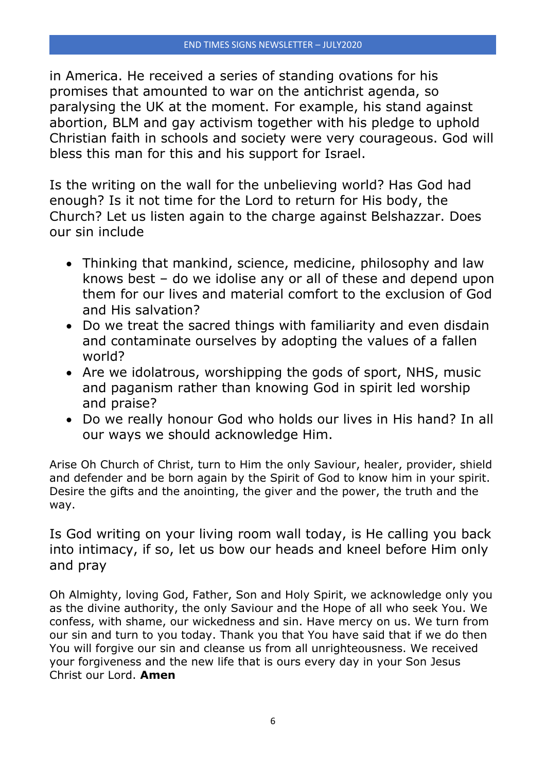in America. He received a series of standing ovations for his promises that amounted to war on the antichrist agenda, so paralysing the UK at the moment. For example, his stand against abortion, BLM and gay activism together with his pledge to uphold Christian faith in schools and society were very courageous. God will bless this man for this and his support for Israel.

Is the writing on the wall for the unbelieving world? Has God had enough? Is it not time for the Lord to return for His body, the Church? Let us listen again to the charge against Belshazzar. Does our sin include

- Thinking that mankind, science, medicine, philosophy and law knows best – do we idolise any or all of these and depend upon them for our lives and material comfort to the exclusion of God and His salvation?
- Do we treat the sacred things with familiarity and even disdain and contaminate ourselves by adopting the values of a fallen world?
- Are we idolatrous, worshipping the gods of sport, NHS, music and paganism rather than knowing God in spirit led worship and praise?
- Do we really honour God who holds our lives in His hand? In all our ways we should acknowledge Him.

Arise Oh Church of Christ, turn to Him the only Saviour, healer, provider, shield and defender and be born again by the Spirit of God to know him in your spirit. Desire the gifts and the anointing, the giver and the power, the truth and the way.

Is God writing on your living room wall today, is He calling you back into intimacy, if so, let us bow our heads and kneel before Him only and pray

Oh Almighty, loving God, Father, Son and Holy Spirit, we acknowledge only you as the divine authority, the only Saviour and the Hope of all who seek You. We confess, with shame, our wickedness and sin. Have mercy on us. We turn from our sin and turn to you today. Thank you that You have said that if we do then You will forgive our sin and cleanse us from all unrighteousness. We received your forgiveness and the new life that is ours every day in your Son Jesus Christ our Lord. **Amen**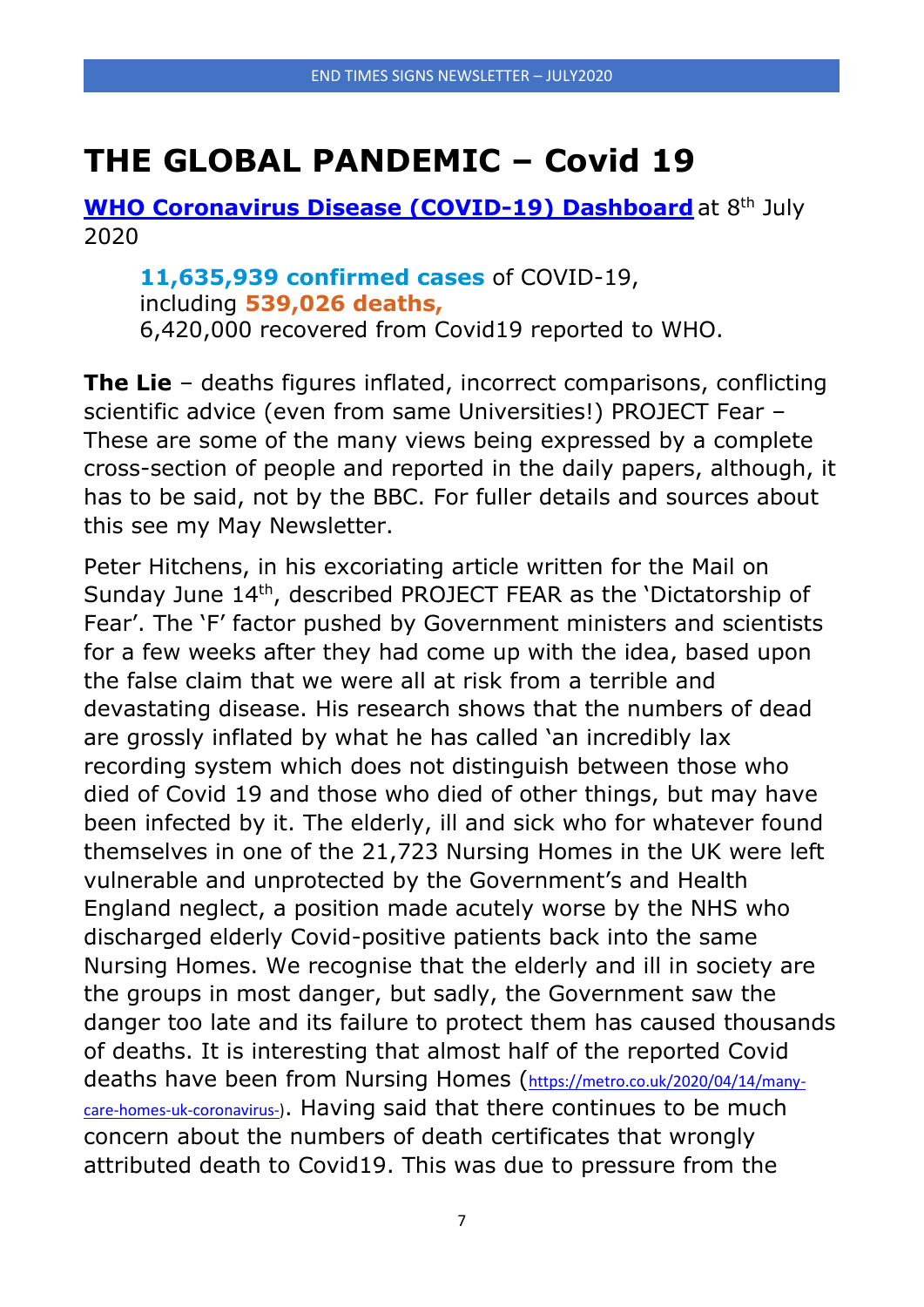# THE GLOBAL PANDEMIC – Covid 19

**WHO Coronavirus Disease (COVID-19) Dashboard** at 8th July 2020

> **11,635,939 confirmed cases** of COVID-19,
> including **539,026 deaths,**
> 6,420,000 recovered from Covid19 reported to WHO.

**The Lie** – deaths figures inflated, incorrect comparisons, conflicting scientific advice (even from same Universities!) PROJECT Fear – These are some of the many views being expressed by a complete cross-section of people and reported in the daily papers, although, it has to be said, not by the BBC. For fuller details and sources about this see my May Newsletter.

Peter Hitchens, in his excoriating article written for the Mail on Sunday June 14th, described PROJECT FEAR as the 'Dictatorship of Fear'. The 'F' factor pushed by Government ministers and scientists for a few weeks after they had come up with the idea, based upon the false claim that we were all at risk from a terrible and devastating disease. His research shows that the numbers of dead are grossly inflated by what he has called 'an incredibly lax recording system which does not distinguish between those who died of Covid 19 and those who died of other things, but may have been infected by it. The elderly, ill and sick who for whatever found themselves in one of the 21,723 Nursing Homes in the UK were left vulnerable and unprotected by the Government's and Health England neglect, a position made acutely worse by the NHS who discharged elderly Covid-positive patients back into the same Nursing Homes. We recognise that the elderly and ill in society are the groups in most danger, but sadly, the Government saw the danger too late and its failure to protect them has caused thousands of deaths. It is interesting that almost half of the reported Covid deaths have been from Nursing Homes (https://metro.co.uk/2020/04/14/many-care-homes-uk-coronavirus-). Having said that there continues to be much concern about the numbers of death certificates that wrongly attributed death to Covid19. This was due to pressure from the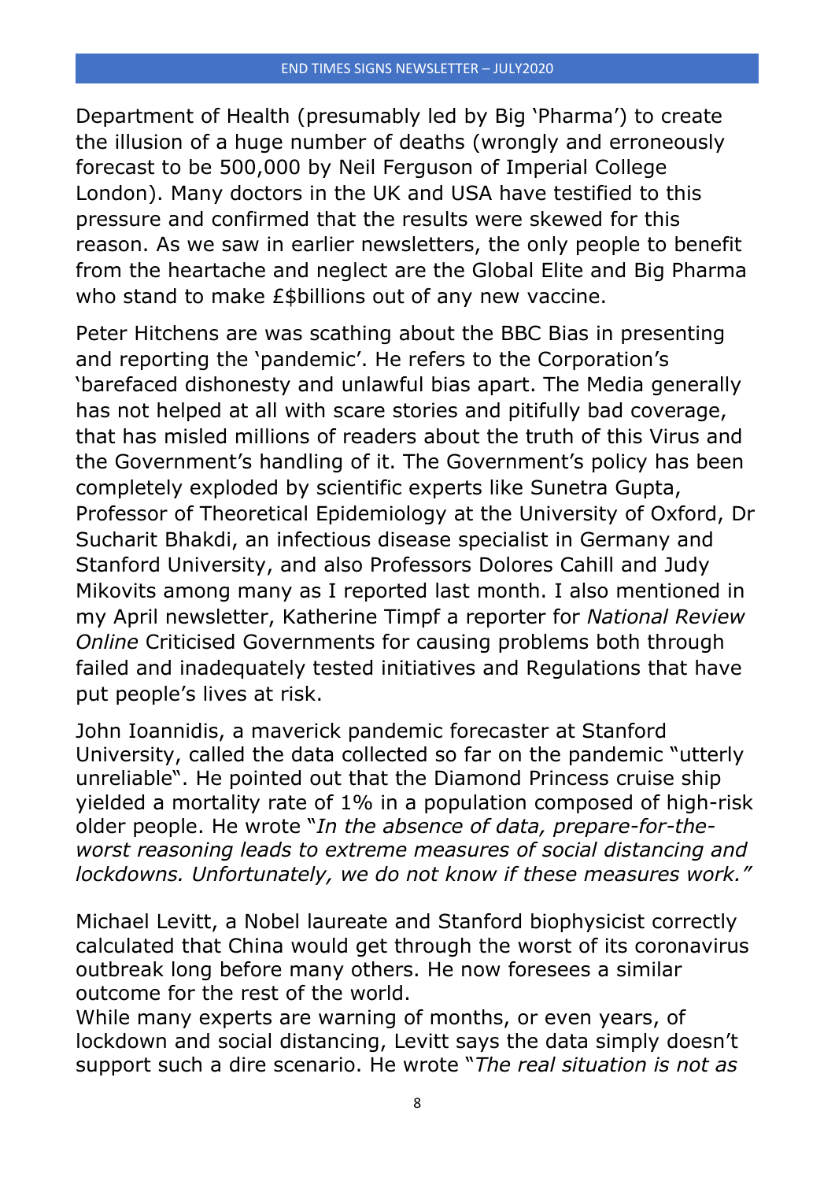Department of Health (presumably led by Big 'Pharma') to create the illusion of a huge number of deaths (wrongly and erroneously forecast to be 500,000 by Neil Ferguson of Imperial College London). Many doctors in the UK and USA have testified to this pressure and confirmed that the results were skewed for this reason. As we saw in earlier newsletters, the only people to benefit from the heartache and neglect are the Global Elite and Big Pharma who stand to make £$billions out of any new vaccine.

Peter Hitchens are was scathing about the BBC Bias in presenting and reporting the 'pandemic'. He refers to the Corporation's 'barefaced dishonesty and unlawful bias apart. The Media generally has not helped at all with scare stories and pitifully bad coverage, that has misled millions of readers about the truth of this Virus and the Government's handling of it. The Government's policy has been completely exploded by scientific experts like Sunetra Gupta, Professor of Theoretical Epidemiology at the University of Oxford, Dr Sucharit Bhakdi, an infectious disease specialist in Germany and Stanford University, and also Professors Dolores Cahill and Judy Mikovits among many as I reported last month. I also mentioned in my April newsletter, Katherine Timpf a reporter for *National Review Online* Criticised Governments for causing problems both through failed and inadequately tested initiatives and Regulations that have put people's lives at risk.

John Ioannidis, a maverick pandemic forecaster at Stanford University, called the data collected so far on the pandemic "utterly unreliable". He pointed out that the Diamond Princess cruise ship yielded a mortality rate of 1% in a population composed of high-risk older people. He wrote "*In the absence of data, prepare-for-the-worst reasoning leads to extreme measures of social distancing and lockdowns. Unfortunately, we do not know if these measures work."*

Michael Levitt, a Nobel laureate and Stanford biophysicist correctly calculated that China would get through the worst of its coronavirus outbreak long before many others. He now foresees a similar outcome for the rest of the world.
While many experts are warning of months, or even years, of lockdown and social distancing, Levitt says the data simply doesn't support such a dire scenario. He wrote "*The real situation is not as*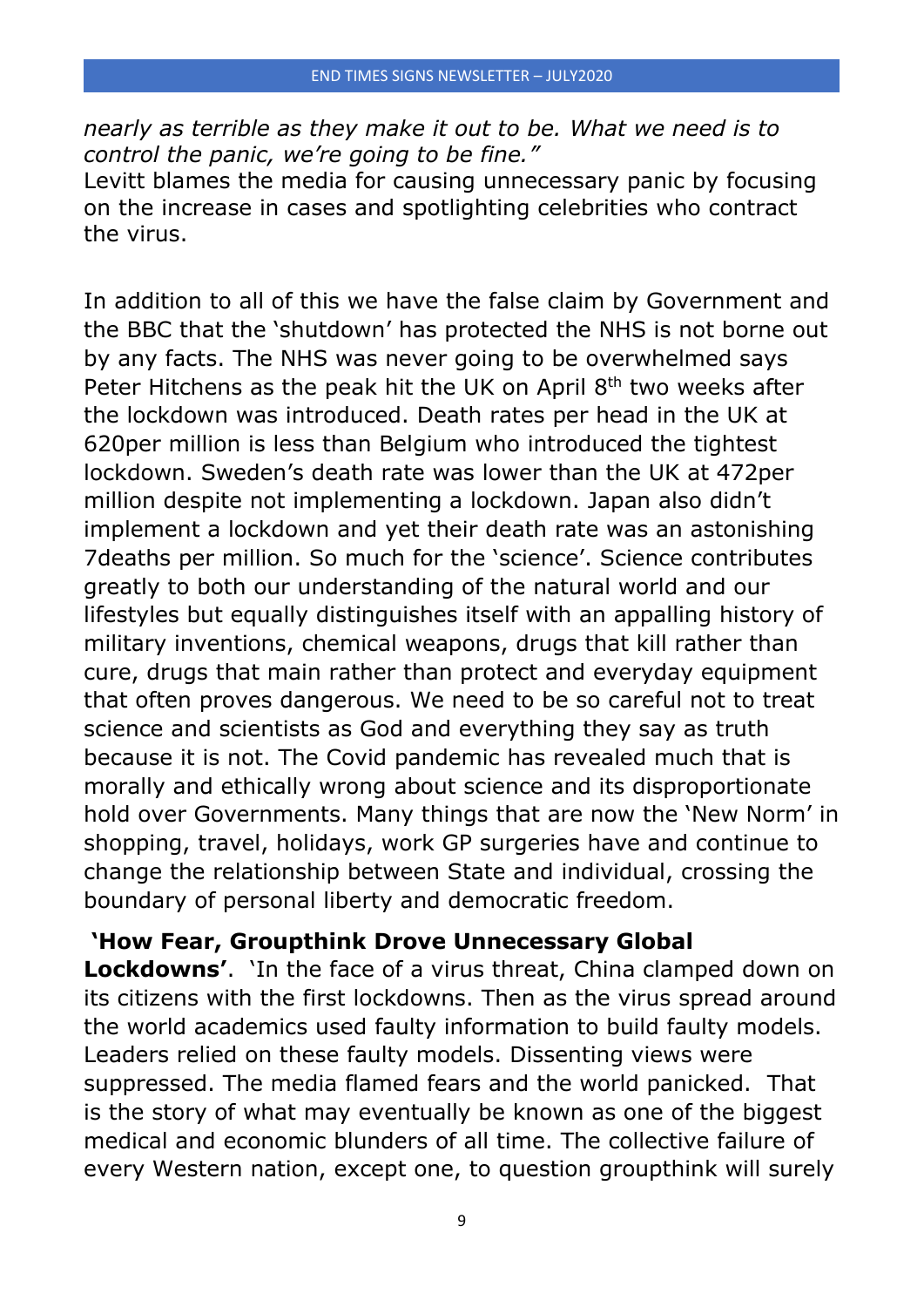*nearly as terrible as they make it out to be. What we need is to control the panic, we're going to be fine."*
Levitt blames the media for causing unnecessary panic by focusing on the increase in cases and spotlighting celebrities who contract the virus.

In addition to all of this we have the false claim by Government and the BBC that the 'shutdown' has protected the NHS is not borne out by any facts. The NHS was never going to be overwhelmed says Peter Hitchens as the peak hit the UK on April 8th two weeks after the lockdown was introduced. Death rates per head in the UK at 620per million is less than Belgium who introduced the tightest lockdown. Sweden's death rate was lower than the UK at 472per million despite not implementing a lockdown. Japan also didn't implement a lockdown and yet their death rate was an astonishing 7deaths per million. So much for the 'science'. Science contributes greatly to both our understanding of the natural world and our lifestyles but equally distinguishes itself with an appalling history of military inventions, chemical weapons, drugs that kill rather than cure, drugs that main rather than protect and everyday equipment that often proves dangerous. We need to be so careful not to treat science and scientists as God and everything they say as truth because it is not. The Covid pandemic has revealed much that is morally and ethically wrong about science and its disproportionate hold over Governments. Many things that are now the 'New Norm' in shopping, travel, holidays, work GP surgeries have and continue to change the relationship between State and individual, crossing the boundary of personal liberty and democratic freedom.

**'How Fear, Groupthink Drove Unnecessary Global Lockdowns'**. 'In the face of a virus threat, China clamped down on its citizens with the first lockdowns. Then as the virus spread around the world academics used faulty information to build faulty models. Leaders relied on these faulty models. Dissenting views were suppressed. The media flamed fears and the world panicked. That is the story of what may eventually be known as one of the biggest medical and economic blunders of all time. The collective failure of every Western nation, except one, to question groupthink will surely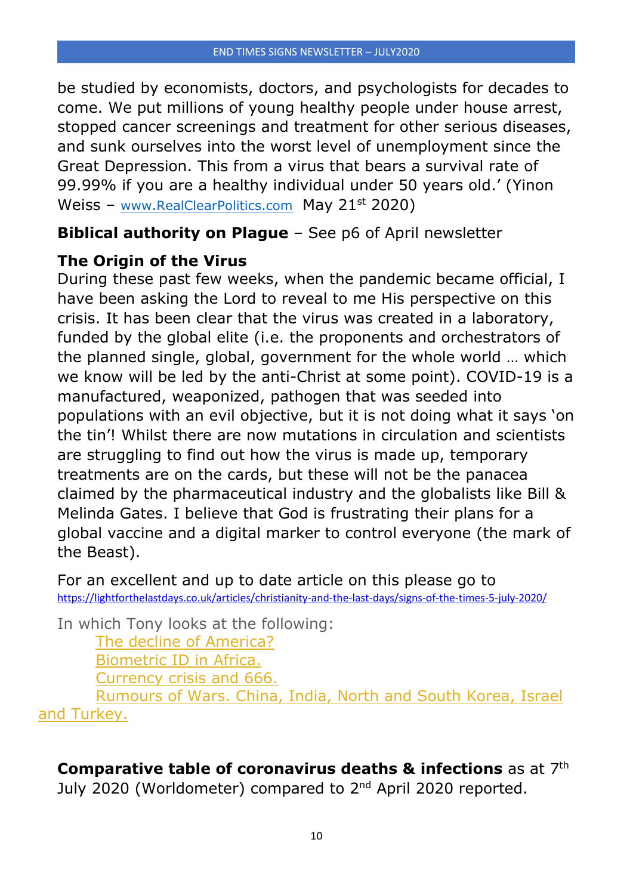be studied by economists, doctors, and psychologists for decades to come. We put millions of young healthy people under house arrest, stopped cancer screenings and treatment for other serious diseases, and sunk ourselves into the worst level of unemployment since the Great Depression. This from a virus that bears a survival rate of 99.99% if you are a healthy individual under 50 years old.' (Yinon Weiss – www.RealClearPolitics.com May 21st 2020)

**Biblical authority on Plague** – See p6 of April newsletter

**The Origin of the Virus**

During these past few weeks, when the pandemic became official, I have been asking the Lord to reveal to me His perspective on this crisis. It has been clear that the virus was created in a laboratory, funded by the global elite (i.e. the proponents and orchestrators of the planned single, global, government for the whole world … which we know will be led by the anti-Christ at some point). COVID-19 is a manufactured, weaponized, pathogen that was seeded into populations with an evil objective, but it is not doing what it says 'on the tin'! Whilst there are now mutations in circulation and scientists are struggling to find out how the virus is made up, temporary treatments are on the cards, but these will not be the panacea claimed by the pharmaceutical industry and the globalists like Bill & Melinda Gates. I believe that God is frustrating their plans for a global vaccine and a digital marker to control everyone (the mark of the Beast).

For an excellent and up to date article on this please go to https://lightforthelastdays.co.uk/articles/christianity-and-the-last-days/signs-of-the-times-5-july-2020/

In which Tony looks at the following:

- The decline of America?
- Biometric ID in Africa.
- Currency crisis and 666.
- Rumours of Wars. China, India, North and South Korea, Israel and Turkey.

**Comparative table of coronavirus deaths & infections** as at 7th July 2020 (Worldometer) compared to 2nd April 2020 reported.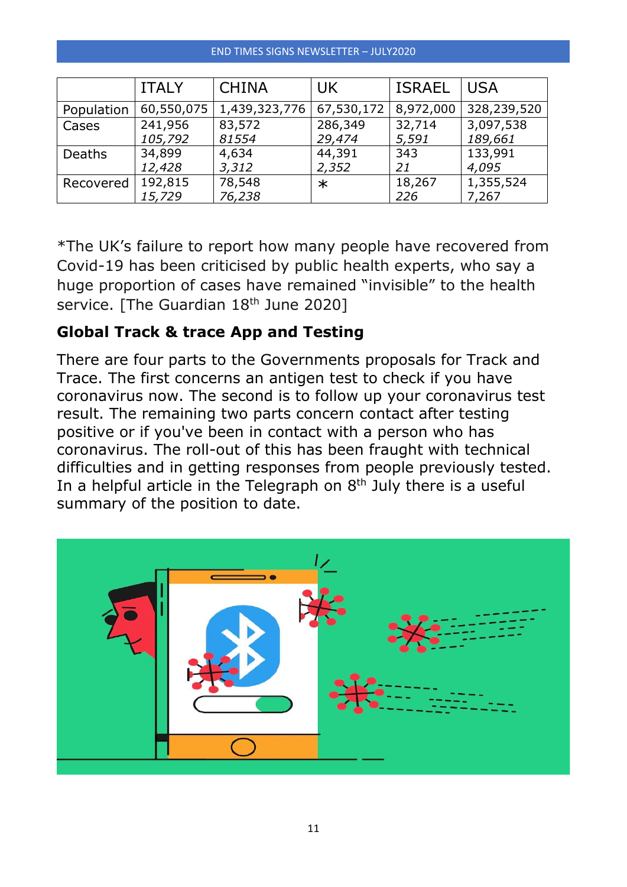| | ITALY | CHINA | UK | ISRAEL | USA |
|---|---|---|---|---|---|
| Population | 60,550,075 | 1,439,323,776 | 67,530,172 | 8,972,000 | 328,239,520 |
| Cases | 241,956<br>*105,792* | 83,572<br>*81554* | 286,349<br>*29,474* | 32,714<br>*5,591* | 3,097,538<br>*189,661* |
| Deaths | 34,899<br>*12,428* | 4,634<br>*3,312* | 44,391<br>*2,352* | 343<br>*21* | 133,991<br>*4,095* |
| Recovered | 192,815<br>*15,729* | 78,548<br>*76,238* | * | 18,267<br>*226* | 1,355,524<br>*7,267* |

*The UK's failure to report how many people have recovered from Covid-19 has been criticised by public health experts, who say a huge proportion of cases have remained "invisible" to the health service. [The Guardian 18th June 2020]

## Global Track & trace App and Testing

There are four parts to the Governments proposals for Track and Trace. The first concerns an antigen test to check if you have coronavirus now. The second is to follow up your coronavirus test result. The remaining two parts concern contact after testing positive or if you've been in contact with a person who has coronavirus. The roll-out of this has been fraught with technical difficulties and in getting responses from people previously tested. In a helpful article in the Telegraph on 8th July there is a useful summary of the position to date.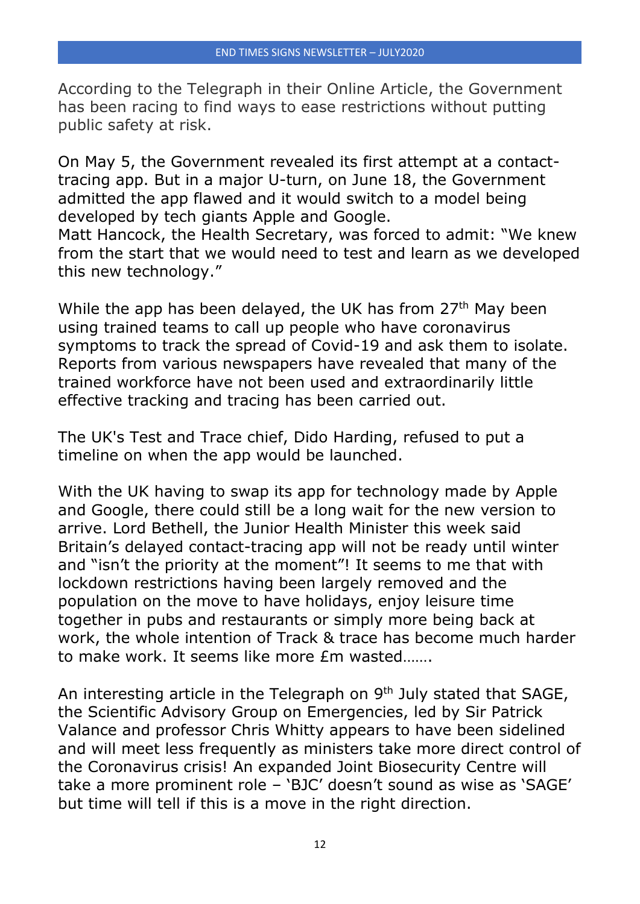According to the Telegraph in their Online Article, the Government has been racing to find ways to ease restrictions without putting public safety at risk.

On May 5, the Government revealed its first attempt at a contact-tracing app. But in a major U-turn, on June 18, the Government admitted the app flawed and it would switch to a model being developed by tech giants Apple and Google.
Matt Hancock, the Health Secretary, was forced to admit: "We knew from the start that we would need to test and learn as we developed this new technology."

While the app has been delayed, the UK has from 27th May been using trained teams to call up people who have coronavirus symptoms to track the spread of Covid-19 and ask them to isolate. Reports from various newspapers have revealed that many of the trained workforce have not been used and extraordinarily little effective tracking and tracing has been carried out.

The UK's Test and Trace chief, Dido Harding, refused to put a timeline on when the app would be launched.

With the UK having to swap its app for technology made by Apple and Google, there could still be a long wait for the new version to arrive. Lord Bethell, the Junior Health Minister this week said Britain's delayed contact-tracing app will not be ready until winter and "isn't the priority at the moment"! It seems to me that with lockdown restrictions having been largely removed and the population on the move to have holidays, enjoy leisure time together in pubs and restaurants or simply more being back at work, the whole intention of Track & trace has become much harder to make work. It seems like more £m wasted…….

An interesting article in the Telegraph on 9th July stated that SAGE, the Scientific Advisory Group on Emergencies, led by Sir Patrick Valance and professor Chris Whitty appears to have been sidelined and will meet less frequently as ministers take more direct control of the Coronavirus crisis! An expanded Joint Biosecurity Centre will take a more prominent role – 'BJC' doesn't sound as wise as 'SAGE' but time will tell if this is a move in the right direction.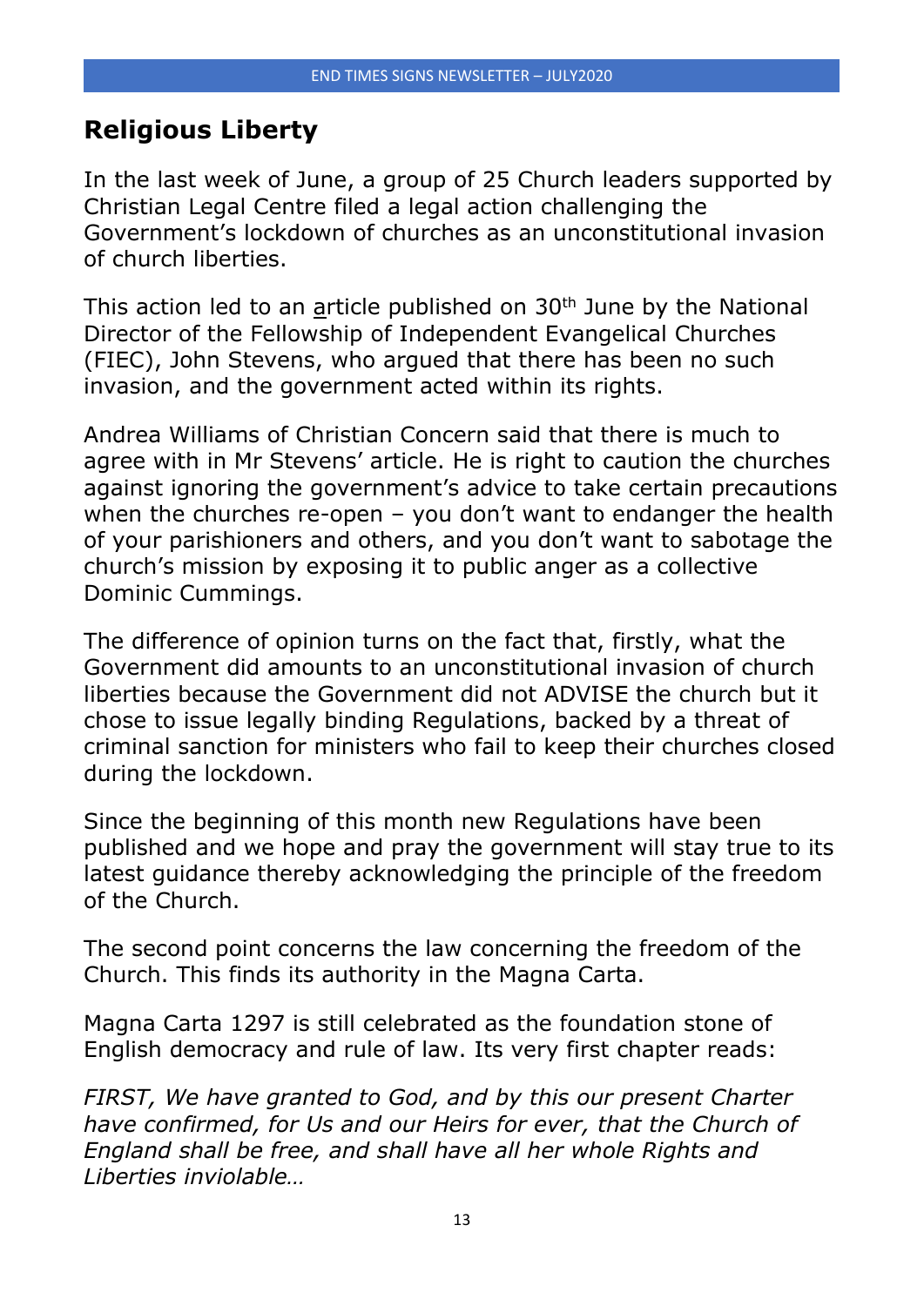## Religious Liberty

In the last week of June, a group of 25 Church leaders supported by Christian Legal Centre filed a legal action challenging the Government's lockdown of churches as an unconstitutional invasion of church liberties.

This action led to an article published on 30th June by the National Director of the Fellowship of Independent Evangelical Churches (FIEC), John Stevens, who argued that there has been no such invasion, and the government acted within its rights.

Andrea Williams of Christian Concern said that there is much to agree with in Mr Stevens' article. He is right to caution the churches against ignoring the government's advice to take certain precautions when the churches re-open – you don't want to endanger the health of your parishioners and others, and you don't want to sabotage the church's mission by exposing it to public anger as a collective Dominic Cummings.

The difference of opinion turns on the fact that, firstly, what the Government did amounts to an unconstitutional invasion of church liberties because the Government did not ADVISE the church but it chose to issue legally binding Regulations, backed by a threat of criminal sanction for ministers who fail to keep their churches closed during the lockdown.

Since the beginning of this month new Regulations have been published and we hope and pray the government will stay true to its latest guidance thereby acknowledging the principle of the freedom of the Church.

The second point concerns the law concerning the freedom of the Church. This finds its authority in the Magna Carta.

Magna Carta 1297 is still celebrated as the foundation stone of English democracy and rule of law. Its very first chapter reads:

*FIRST, We have granted to God, and by this our present Charter have confirmed, for Us and our Heirs for ever, that the Church of England shall be free, and shall have all her whole Rights and Liberties inviolable…*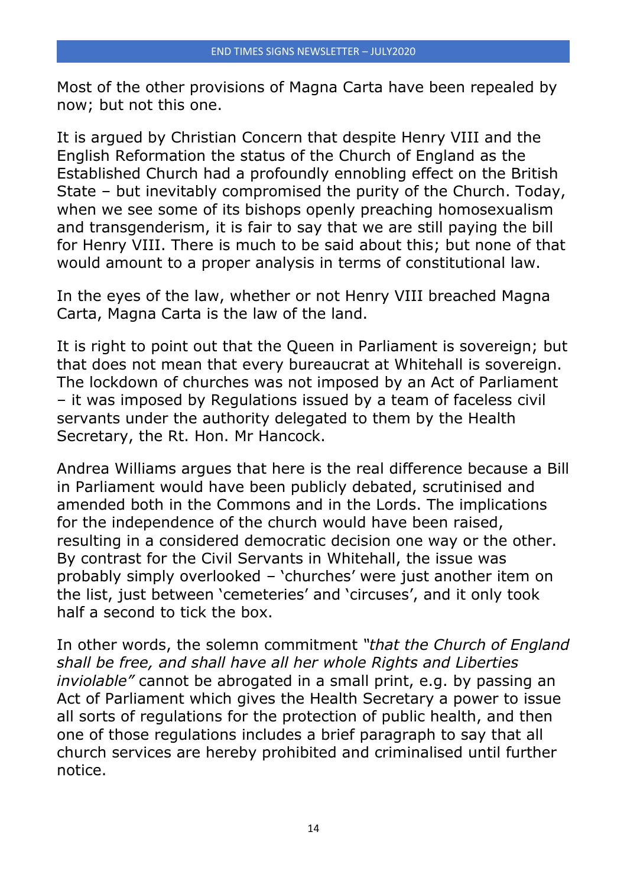Most of the other provisions of Magna Carta have been repealed by now; but not this one.

It is argued by Christian Concern that despite Henry VIII and the English Reformation the status of the Church of England as the Established Church had a profoundly ennobling effect on the British State – but inevitably compromised the purity of the Church. Today, when we see some of its bishops openly preaching homosexualism and transgenderism, it is fair to say that we are still paying the bill for Henry VIII. There is much to be said about this; but none of that would amount to a proper analysis in terms of constitutional law.

In the eyes of the law, whether or not Henry VIII breached Magna Carta, Magna Carta is the law of the land.

It is right to point out that the Queen in Parliament is sovereign; but that does not mean that every bureaucrat at Whitehall is sovereign. The lockdown of churches was not imposed by an Act of Parliament – it was imposed by Regulations issued by a team of faceless civil servants under the authority delegated to them by the Health Secretary, the Rt. Hon. Mr Hancock.

Andrea Williams argues that here is the real difference because a Bill in Parliament would have been publicly debated, scrutinised and amended both in the Commons and in the Lords. The implications for the independence of the church would have been raised, resulting in a considered democratic decision one way or the other. By contrast for the Civil Servants in Whitehall, the issue was probably simply overlooked – 'churches' were just another item on the list, just between 'cemeteries' and 'circuses', and it only took half a second to tick the box.

In other words, the solemn commitment *"that the Church of England shall be free, and shall have all her whole Rights and Liberties inviolable"* cannot be abrogated in a small print, e.g. by passing an Act of Parliament which gives the Health Secretary a power to issue all sorts of regulations for the protection of public health, and then one of those regulations includes a brief paragraph to say that all church services are hereby prohibited and criminalised until further notice.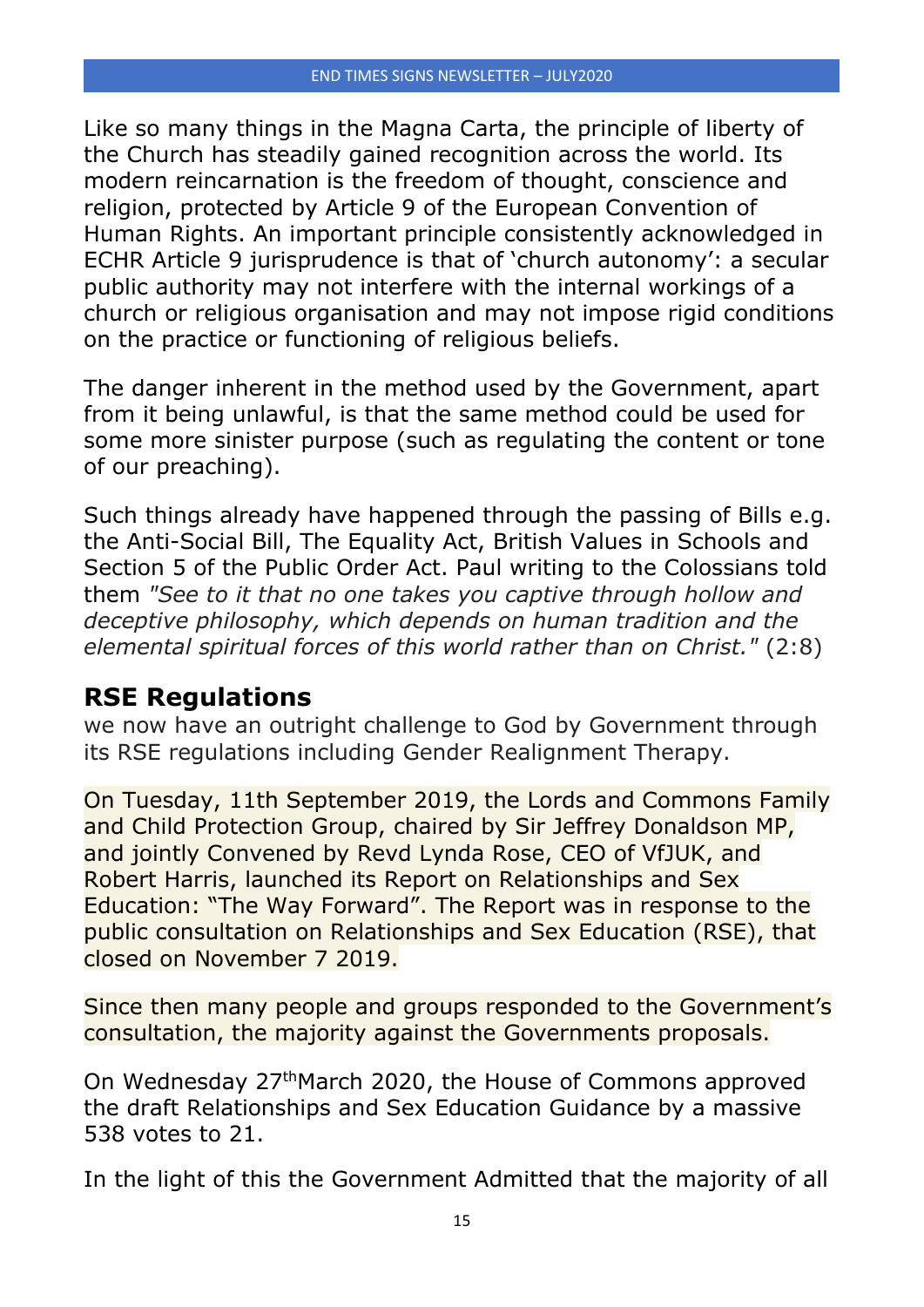Like so many things in the Magna Carta, the principle of liberty of the Church has steadily gained recognition across the world. Its modern reincarnation is the freedom of thought, conscience and religion, protected by Article 9 of the European Convention of Human Rights. An important principle consistently acknowledged in ECHR Article 9 jurisprudence is that of 'church autonomy': a secular public authority may not interfere with the internal workings of a church or religious organisation and may not impose rigid conditions on the practice or functioning of religious beliefs.

The danger inherent in the method used by the Government, apart from it being unlawful, is that the same method could be used for some more sinister purpose (such as regulating the content or tone of our preaching).

Such things already have happened through the passing of Bills e.g. the Anti-Social Bill, The Equality Act, British Values in Schools and Section 5 of the Public Order Act. Paul writing to the Colossians told them *"See to it that no one takes you captive through hollow and deceptive philosophy, which depends on human tradition and the elemental spiritual forces of this world rather than on Christ."* (2:8)

## RSE Regulations

we now have an outright challenge to God by Government through its RSE regulations including Gender Realignment Therapy.

On Tuesday, 11th September 2019, the Lords and Commons Family and Child Protection Group, chaired by Sir Jeffrey Donaldson MP, and jointly Convened by Revd Lynda Rose, CEO of VfJUK, and Robert Harris, launched its Report on Relationships and Sex Education: "The Way Forward". The Report was in response to the public consultation on Relationships and Sex Education (RSE), that closed on November 7 2019.

Since then many people and groups responded to the Government's consultation, the majority against the Governments proposals.

On Wednesday 27th March 2020, the House of Commons approved the draft Relationships and Sex Education Guidance by a massive 538 votes to 21.

In the light of this the Government Admitted that the majority of all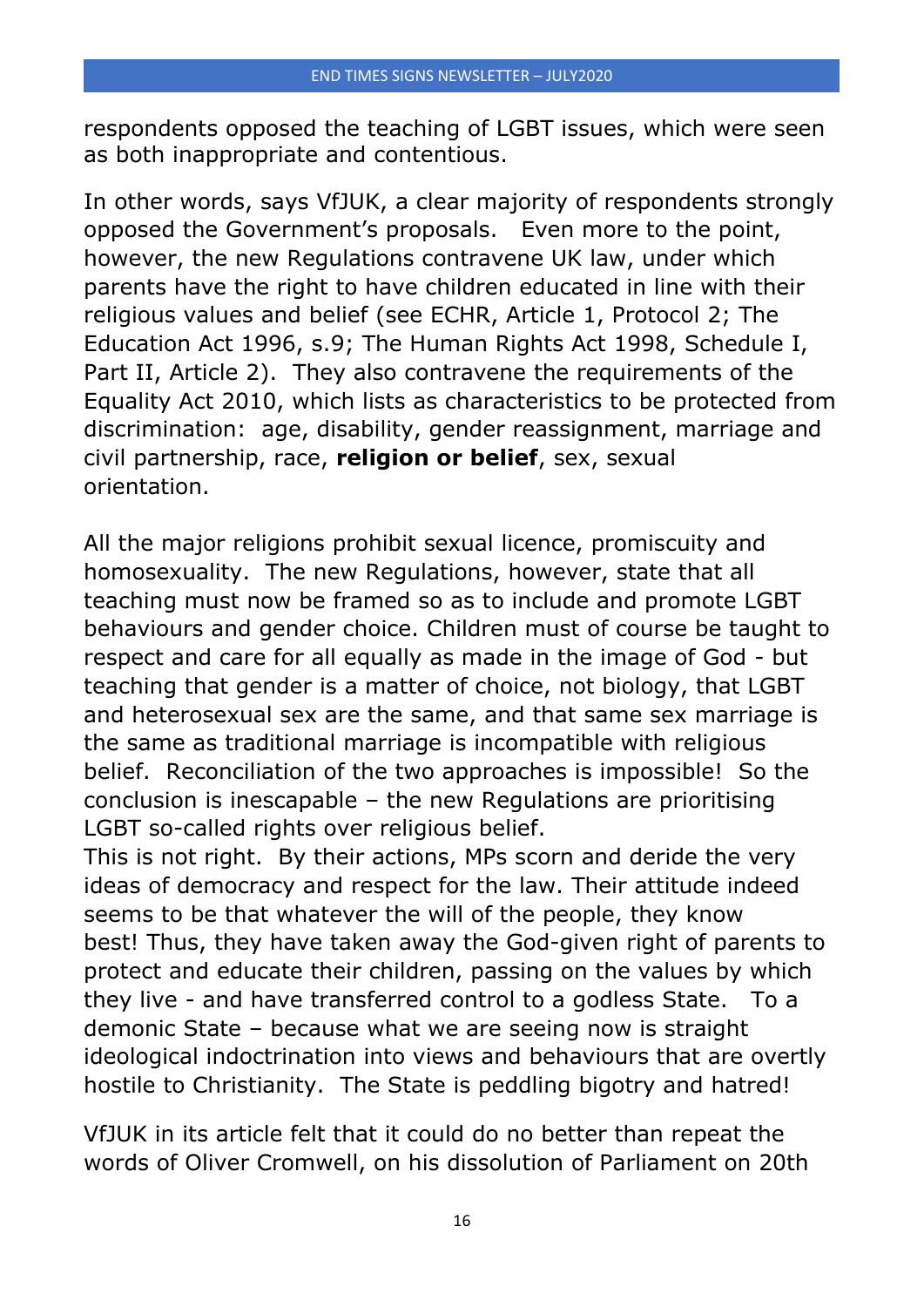respondents opposed the teaching of LGBT issues, which were seen as both inappropriate and contentious.

In other words, says VfJUK, a clear majority of respondents strongly opposed the Government's proposals. Even more to the point, however, the new Regulations contravene UK law, under which parents have the right to have children educated in line with their religious values and belief (see ECHR, Article 1, Protocol 2; The Education Act 1996, s.9; The Human Rights Act 1998, Schedule I, Part II, Article 2). They also contravene the requirements of the Equality Act 2010, which lists as characteristics to be protected from discrimination: age, disability, gender reassignment, marriage and civil partnership, race, **religion or belief**, sex, sexual orientation.

All the major religions prohibit sexual licence, promiscuity and homosexuality. The new Regulations, however, state that all teaching must now be framed so as to include and promote LGBT behaviours and gender choice. Children must of course be taught to respect and care for all equally as made in the image of God - but teaching that gender is a matter of choice, not biology, that LGBT and heterosexual sex are the same, and that same sex marriage is the same as traditional marriage is incompatible with religious belief. Reconciliation of the two approaches is impossible! So the conclusion is inescapable – the new Regulations are prioritising LGBT so-called rights over religious belief.

This is not right. By their actions, MPs scorn and deride the very ideas of democracy and respect for the law. Their attitude indeed seems to be that whatever the will of the people, they know best! Thus, they have taken away the God-given right of parents to protect and educate their children, passing on the values by which they live - and have transferred control to a godless State. To a demonic State – because what we are seeing now is straight ideological indoctrination into views and behaviours that are overtly hostile to Christianity. The State is peddling bigotry and hatred!

VfJUK in its article felt that it could do no better than repeat the words of Oliver Cromwell, on his dissolution of Parliament on 20th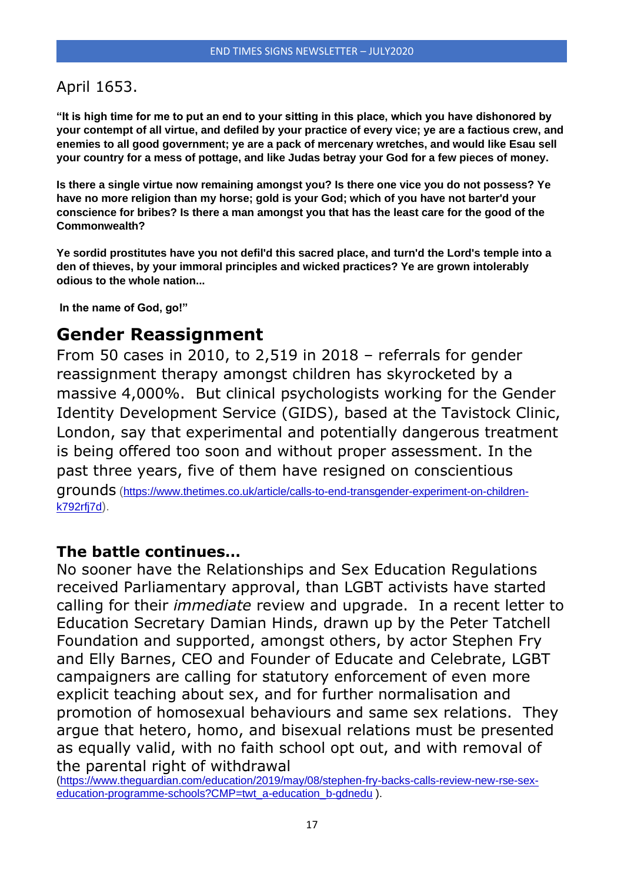April 1653.

**"It is high time for me to put an end to your sitting in this place, which you have dishonored by your contempt of all virtue, and defiled by your practice of every vice; ye are a factious crew, and enemies to all good government; ye are a pack of mercenary wretches, and would like Esau sell your country for a mess of pottage, and like Judas betray your God for a few pieces of money.**

**Is there a single virtue now remaining amongst you? Is there one vice you do not possess? Ye have no more religion than my horse; gold is your God; which of you have not barter'd your conscience for bribes? Is there a man amongst you that has the least care for the good of the Commonwealth?**

**Ye sordid prostitutes have you not defil'd this sacred place, and turn'd the Lord's temple into a den of thieves, by your immoral principles and wicked practices? Ye are grown intolerably odious to the whole nation...**

**In the name of God, go!"**

## Gender Reassignment

From 50 cases in 2010, to 2,519 in 2018 – referrals for gender reassignment therapy amongst children has skyrocketed by a massive 4,000%. But clinical psychologists working for the Gender Identity Development Service (GIDS), based at the Tavistock Clinic, London, say that experimental and potentially dangerous treatment is being offered too soon and without proper assessment. In the past three years, five of them have resigned on conscientious grounds (https://www.thetimes.co.uk/article/calls-to-end-transgender-experiment-on-children-k792rfj7d).

### The battle continues...

No sooner have the Relationships and Sex Education Regulations received Parliamentary approval, than LGBT activists have started calling for their *immediate* review and upgrade. In a recent letter to Education Secretary Damian Hinds, drawn up by the Peter Tatchell Foundation and supported, amongst others, by actor Stephen Fry and Elly Barnes, CEO and Founder of Educate and Celebrate, LGBT campaigners are calling for statutory enforcement of even more explicit teaching about sex, and for further normalisation and promotion of homosexual behaviours and same sex relations. They argue that hetero, homo, and bisexual relations must be presented as equally valid, with no faith school opt out, and with removal of the parental right of withdrawal (https://www.theguardian.com/education/2019/may/08/stephen-fry-backs-calls-review-new-rse-sex-education-programme-schools?CMP=twt_a-education_b-gdnedu ).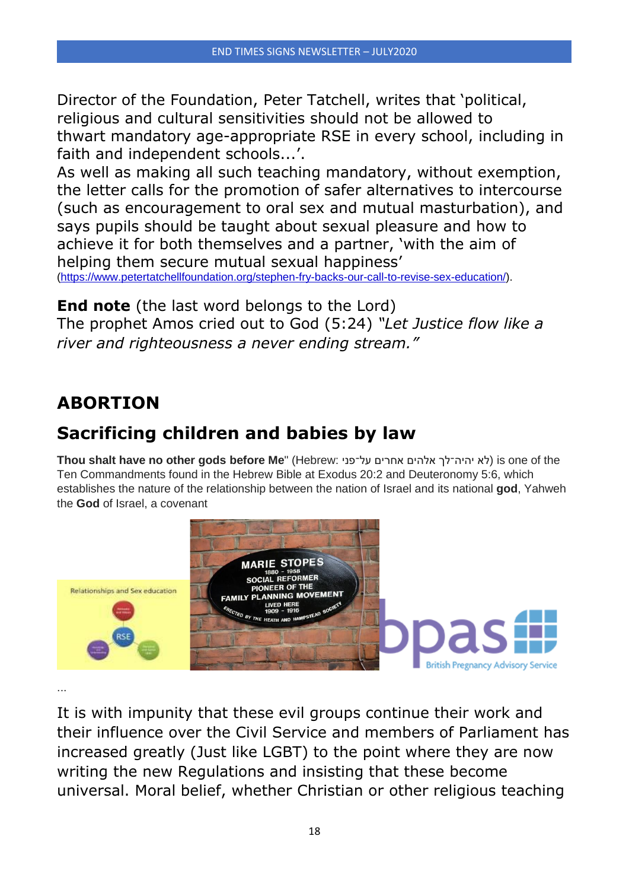Director of the Foundation, Peter Tatchell, writes that 'political, religious and cultural sensitivities should not be allowed to thwart mandatory age-appropriate RSE in every school, including in faith and independent schools...'.
As well as making all such teaching mandatory, without exemption, the letter calls for the promotion of safer alternatives to intercourse (such as encouragement to oral sex and mutual masturbation), and says pupils should be taught about sexual pleasure and how to achieve it for both themselves and a partner, 'with the aim of helping them secure mutual sexual happiness' (https://www.petertatchellfoundation.org/stephen-fry-backs-our-call-to-revise-sex-education/).

**End note** (the last word belongs to the Lord)
The prophet Amos cried out to God (5:24) *"Let Justice flow like a river and righteousness a never ending stream."*

## ABORTION

## Sacrificing children and babies by law

**Thou shalt have no other gods before Me**" (Hebrew: לא יהיה־לך אלהים אחרים על־פני) is one of the Ten Commandments found in the Hebrew Bible at Exodus 20:2 and Deuteronomy 5:6, which establishes the nature of the relationship between the nation of Israel and its national **god**, Yahweh the **God** of Israel, a covenant

...

It is with impunity that these evil groups continue their work and their influence over the Civil Service and members of Parliament has increased greatly (Just like LGBT) to the point where they are now writing the new Regulations and insisting that these become universal. Moral belief, whether Christian or other religious teaching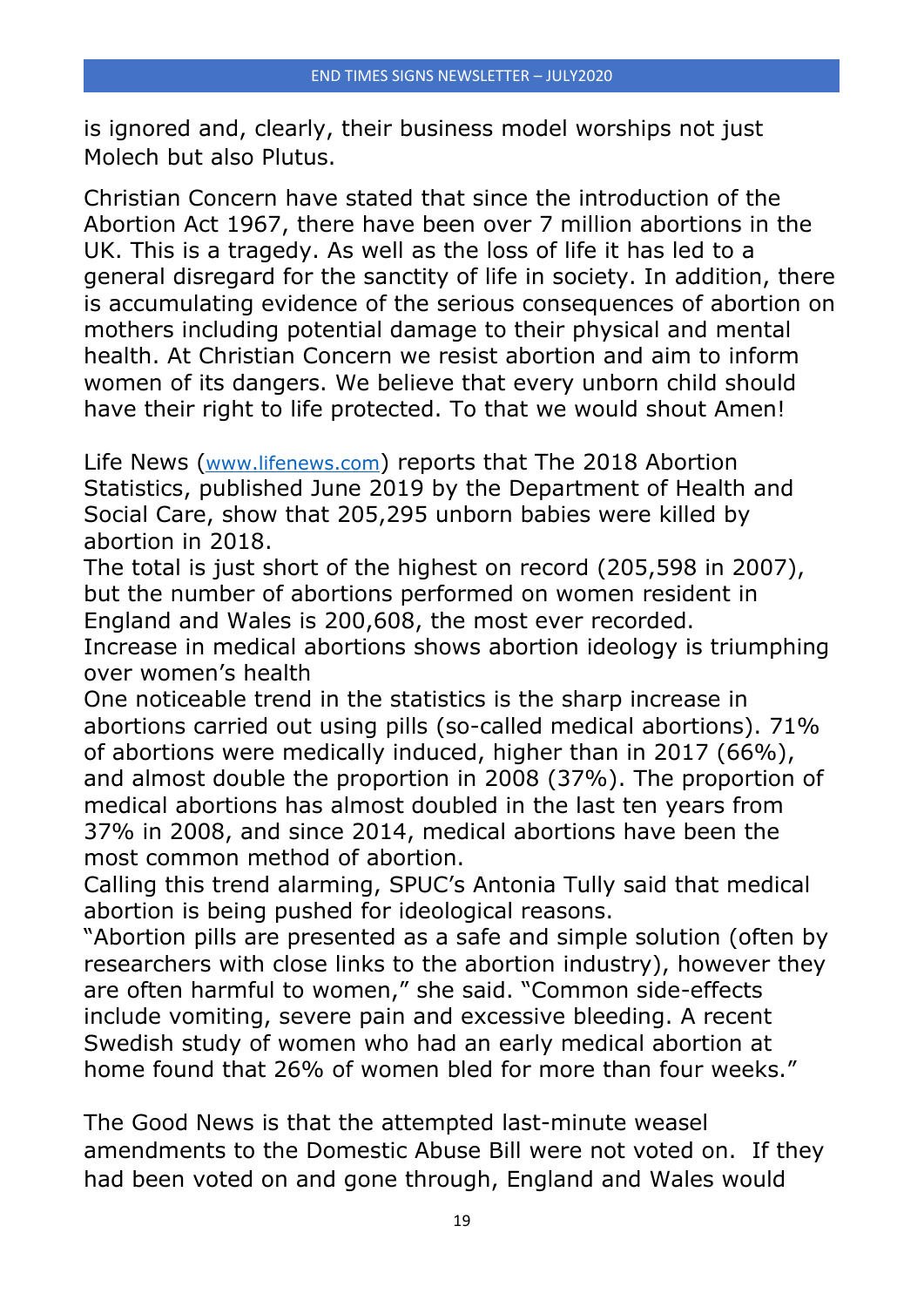is ignored and, clearly, their business model worships not just Molech but also Plutus.

Christian Concern have stated that since the introduction of the Abortion Act 1967, there have been over 7 million abortions in the UK. This is a tragedy. As well as the loss of life it has led to a general disregard for the sanctity of life in society. In addition, there is accumulating evidence of the serious consequences of abortion on mothers including potential damage to their physical and mental health. At Christian Concern we resist abortion and aim to inform women of its dangers. We believe that every unborn child should have their right to life protected. To that we would shout Amen!

Life News (www.lifenews.com) reports that The 2018 Abortion Statistics, published June 2019 by the Department of Health and Social Care, show that 205,295 unborn babies were killed by abortion in 2018.

The total is just short of the highest on record (205,598 in 2007), but the number of abortions performed on women resident in England and Wales is 200,608, the most ever recorded.

Increase in medical abortions shows abortion ideology is triumphing over women's health

One noticeable trend in the statistics is the sharp increase in abortions carried out using pills (so-called medical abortions). 71% of abortions were medically induced, higher than in 2017 (66%), and almost double the proportion in 2008 (37%). The proportion of medical abortions has almost doubled in the last ten years from 37% in 2008, and since 2014, medical abortions have been the most common method of abortion.

Calling this trend alarming, SPUC's Antonia Tully said that medical abortion is being pushed for ideological reasons.

"Abortion pills are presented as a safe and simple solution (often by researchers with close links to the abortion industry), however they are often harmful to women," she said. "Common side-effects include vomiting, severe pain and excessive bleeding. A recent Swedish study of women who had an early medical abortion at home found that 26% of women bled for more than four weeks."

The Good News is that the attempted last-minute weasel amendments to the Domestic Abuse Bill were not voted on. If they had been voted on and gone through, England and Wales would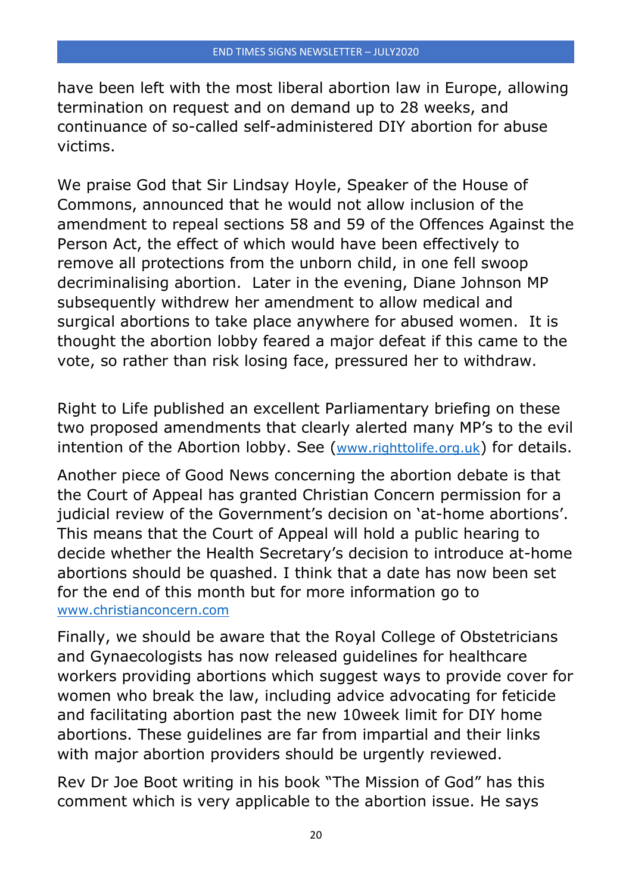have been left with the most liberal abortion law in Europe, allowing termination on request and on demand up to 28 weeks, and continuance of so-called self-administered DIY abortion for abuse victims.

We praise God that Sir Lindsay Hoyle, Speaker of the House of Commons, announced that he would not allow inclusion of the amendment to repeal sections 58 and 59 of the Offences Against the Person Act, the effect of which would have been effectively to remove all protections from the unborn child, in one fell swoop decriminalising abortion. Later in the evening, Diane Johnson MP subsequently withdrew her amendment to allow medical and surgical abortions to take place anywhere for abused women. It is thought the abortion lobby feared a major defeat if this came to the vote, so rather than risk losing face, pressured her to withdraw.

Right to Life published an excellent Parliamentary briefing on these two proposed amendments that clearly alerted many MP's to the evil intention of the Abortion lobby. See (www.righttolife.org.uk) for details.

Another piece of Good News concerning the abortion debate is that the Court of Appeal has granted Christian Concern permission for a judicial review of the Government's decision on 'at-home abortions'. This means that the Court of Appeal will hold a public hearing to decide whether the Health Secretary's decision to introduce at-home abortions should be quashed. I think that a date has now been set for the end of this month but for more information go to www.christianconcern.com

Finally, we should be aware that the Royal College of Obstetricians and Gynaecologists has now released guidelines for healthcare workers providing abortions which suggest ways to provide cover for women who break the law, including advice advocating for feticide and facilitating abortion past the new 10week limit for DIY home abortions. These guidelines are far from impartial and their links with major abortion providers should be urgently reviewed.

Rev Dr Joe Boot writing in his book "The Mission of God" has this comment which is very applicable to the abortion issue. He says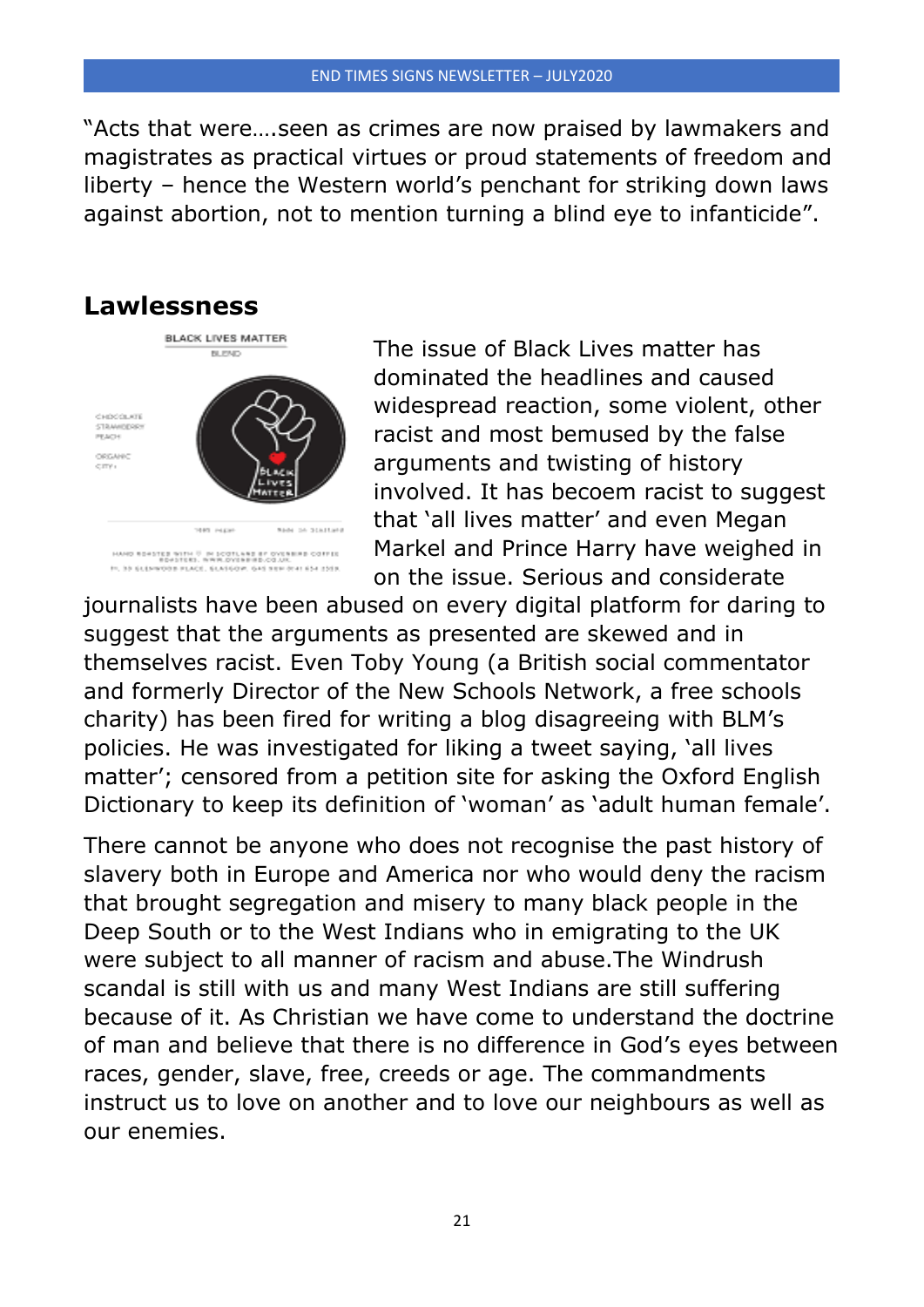"Acts that were….seen as crimes are now praised by lawmakers and magistrates as practical virtues or proud statements of freedom and liberty – hence the Western world's penchant for striking down laws against abortion, not to mention turning a blind eye to infanticide".

## Lawlessness

The issue of Black Lives matter has dominated the headlines and caused widespread reaction, some violent, other racist and most bemused by the false arguments and twisting of history involved. It has becoem racist to suggest that 'all lives matter' and even Megan Markel and Prince Harry have weighed in on the issue. Serious and considerate journalists have been abused on every digital platform for daring to suggest that the arguments as presented are skewed and in themselves racist. Even Toby Young (a British social commentator and formerly Director of the New Schools Network, a free schools charity) has been fired for writing a blog disagreeing with BLM's policies. He was investigated for liking a tweet saying, 'all lives matter'; censored from a petition site for asking the Oxford English Dictionary to keep its definition of 'woman' as 'adult human female'.

There cannot be anyone who does not recognise the past history of slavery both in Europe and America nor who would deny the racism that brought segregation and misery to many black people in the Deep South or to the West Indians who in emigrating to the UK were subject to all manner of racism and abuse.The Windrush scandal is still with us and many West Indians are still suffering because of it. As Christian we have come to understand the doctrine of man and believe that there is no difference in God's eyes between races, gender, slave, free, creeds or age. The commandments instruct us to love on another and to love our neighbours as well as our enemies.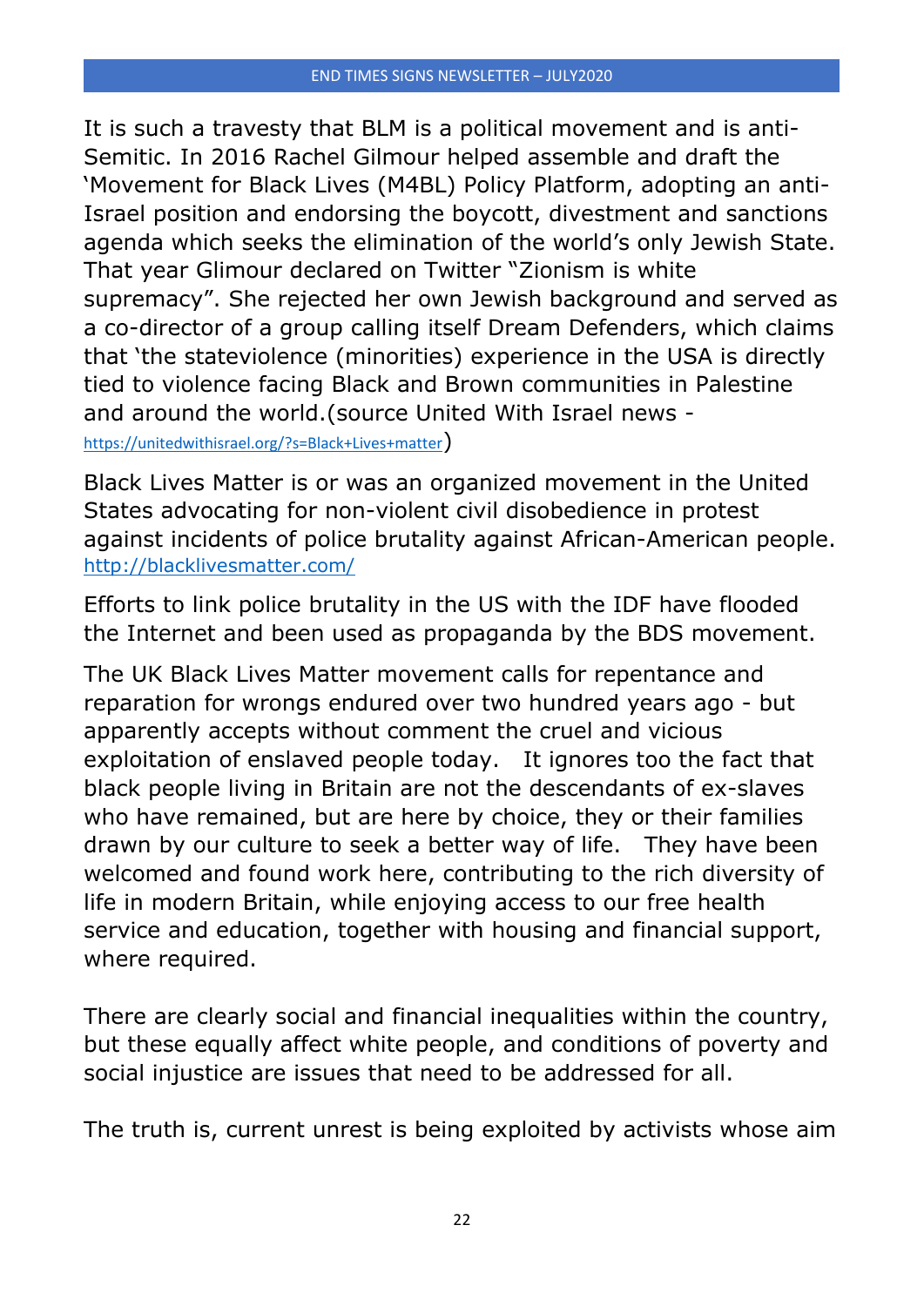It is such a travesty that BLM is a political movement and is anti-Semitic. In 2016 Rachel Gilmour helped assemble and draft the 'Movement for Black Lives (M4BL) Policy Platform, adopting an anti-Israel position and endorsing the boycott, divestment and sanctions agenda which seeks the elimination of the world's only Jewish State. That year Glimour declared on Twitter "Zionism is white supremacy". She rejected her own Jewish background and served as a co-director of a group calling itself Dream Defenders, which claims that 'the stateviolence (minorities) experience in the USA is directly tied to violence facing Black and Brown communities in Palestine and around the world.(source United With Israel news - https://unitedwithisrael.org/?s=Black+Lives+matter)

Black Lives Matter is or was an organized movement in the United States advocating for non-violent civil disobedience in protest against incidents of police brutality against African-American people. http://blacklivesmatter.com/

Efforts to link police brutality in the US with the IDF have flooded the Internet and been used as propaganda by the BDS movement.

The UK Black Lives Matter movement calls for repentance and reparation for wrongs endured over two hundred years ago - but apparently accepts without comment the cruel and vicious exploitation of enslaved people today. It ignores too the fact that black people living in Britain are not the descendants of ex-slaves who have remained, but are here by choice, they or their families drawn by our culture to seek a better way of life. They have been welcomed and found work here, contributing to the rich diversity of life in modern Britain, while enjoying access to our free health service and education, together with housing and financial support, where required.

There are clearly social and financial inequalities within the country, but these equally affect white people, and conditions of poverty and social injustice are issues that need to be addressed for all.

The truth is, current unrest is being exploited by activists whose aim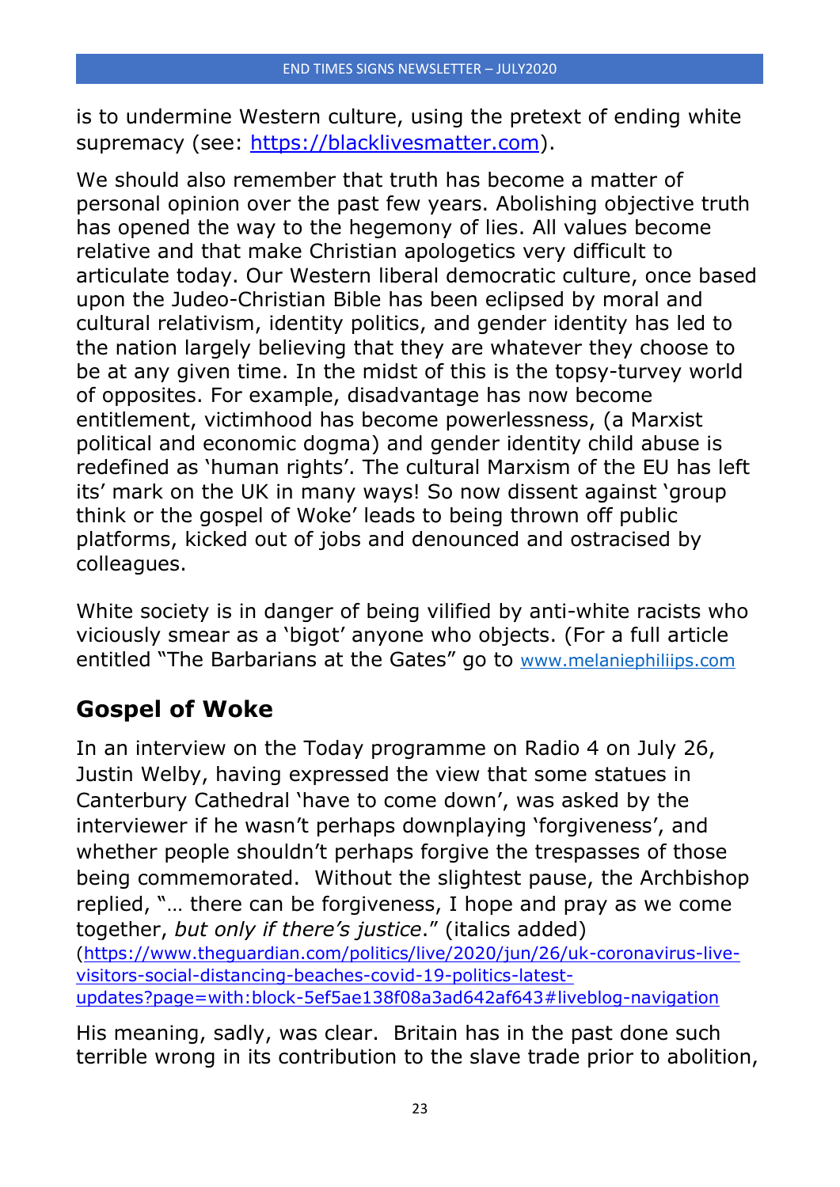is to undermine Western culture, using the pretext of ending white supremacy (see: https://blacklivesmatter.com).

We should also remember that truth has become a matter of personal opinion over the past few years. Abolishing objective truth has opened the way to the hegemony of lies. All values become relative and that make Christian apologetics very difficult to articulate today. Our Western liberal democratic culture, once based upon the Judeo-Christian Bible has been eclipsed by moral and cultural relativism, identity politics, and gender identity has led to the nation largely believing that they are whatever they choose to be at any given time. In the midst of this is the topsy-turvey world of opposites. For example, disadvantage has now become entitlement, victimhood has become powerlessness, (a Marxist political and economic dogma) and gender identity child abuse is redefined as 'human rights'. The cultural Marxism of the EU has left its' mark on the UK in many ways! So now dissent against 'group think or the gospel of Woke' leads to being thrown off public platforms, kicked out of jobs and denounced and ostracised by colleagues.

White society is in danger of being vilified by anti-white racists who viciously smear as a 'bigot' anyone who objects. (For a full article entitled "The Barbarians at the Gates" go to www.melaniephiliips.com

## Gospel of Woke

In an interview on the Today programme on Radio 4 on July 26, Justin Welby, having expressed the view that some statues in Canterbury Cathedral 'have to come down', was asked by the interviewer if he wasn't perhaps downplaying 'forgiveness', and whether people shouldn't perhaps forgive the trespasses of those being commemorated. Without the slightest pause, the Archbishop replied, "… there can be forgiveness, I hope and pray as we come together, *but only if there's justice*." (italics added) (https://www.theguardian.com/politics/live/2020/jun/26/uk-coronavirus-live-visitors-social-distancing-beaches-covid-19-politics-latest-updates?page=with:block-5ef5ae138f08a3ad642af643#liveblog-navigation

His meaning, sadly, was clear. Britain has in the past done such terrible wrong in its contribution to the slave trade prior to abolition,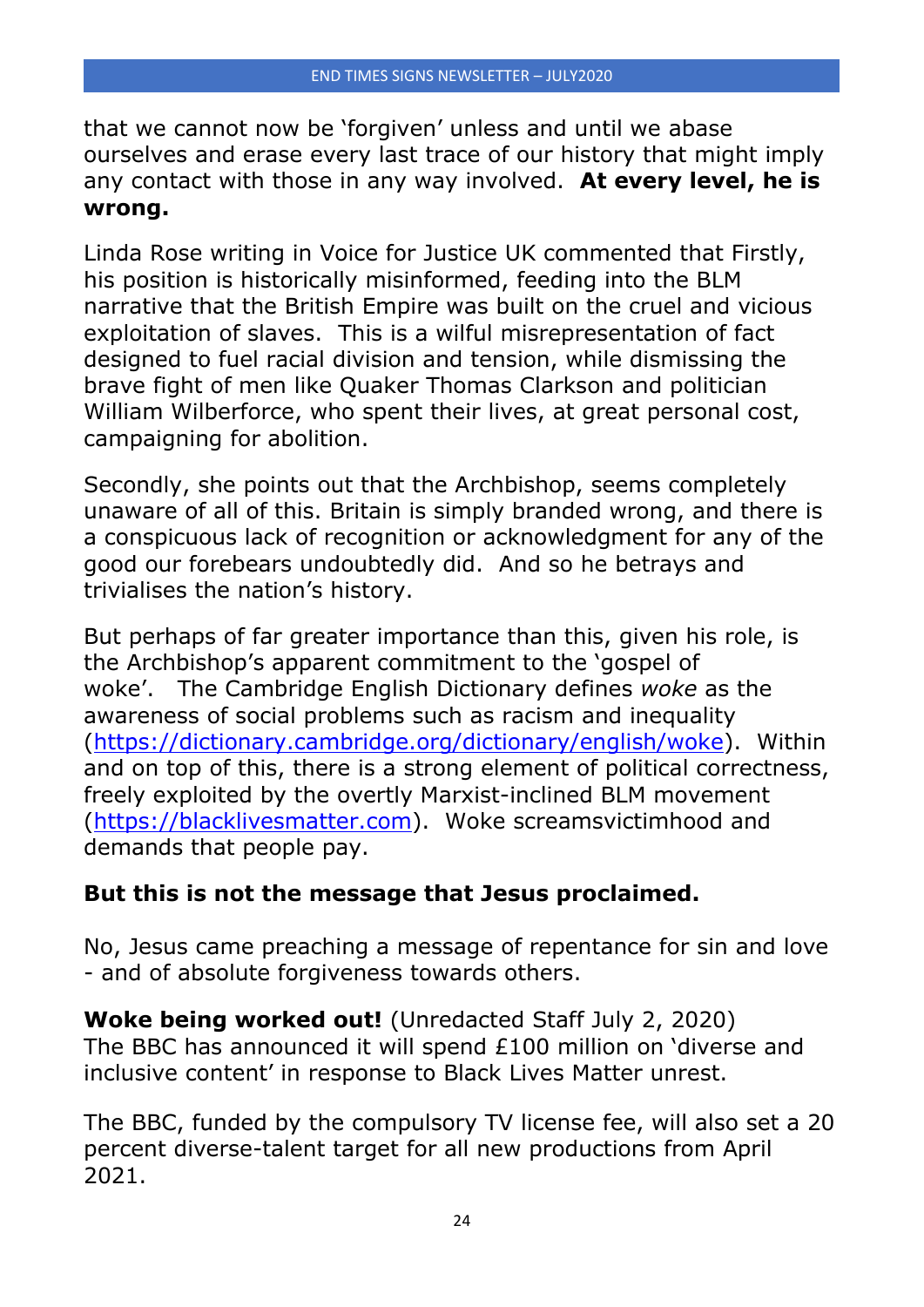that we cannot now be 'forgiven' unless and until we abase ourselves and erase every last trace of our history that might imply any contact with those in any way involved. **At every level, he is wrong.**

Linda Rose writing in Voice for Justice UK commented that Firstly, his position is historically misinformed, feeding into the BLM narrative that the British Empire was built on the cruel and vicious exploitation of slaves. This is a wilful misrepresentation of fact designed to fuel racial division and tension, while dismissing the brave fight of men like Quaker Thomas Clarkson and politician William Wilberforce, who spent their lives, at great personal cost, campaigning for abolition.

Secondly, she points out that the Archbishop, seems completely unaware of all of this. Britain is simply branded wrong, and there is a conspicuous lack of recognition or acknowledgment for any of the good our forebears undoubtedly did. And so he betrays and trivialises the nation's history.

But perhaps of far greater importance than this, given his role, is the Archbishop's apparent commitment to the 'gospel of woke'. The Cambridge English Dictionary defines *woke* as the awareness of social problems such as racism and inequality ([https://dictionary.cambridge.org/dictionary/english/woke](https://dictionary.cambridge.org/dictionary/english/woke)). Within and on top of this, there is a strong element of political correctness, freely exploited by the overtly Marxist-inclined BLM movement ([https://blacklivesmatter.com](https://blacklivesmatter.com)). Woke screamsvictimhood and demands that people pay.

**But this is not the message that Jesus proclaimed.**

No, Jesus came preaching a message of repentance for sin and love - and of absolute forgiveness towards others.

**Woke being worked out!** (Unredacted Staff July 2, 2020)
The BBC has announced it will spend £100 million on 'diverse and inclusive content' in response to Black Lives Matter unrest.

The BBC, funded by the compulsory TV license fee, will also set a 20 percent diverse-talent target for all new productions from April 2021.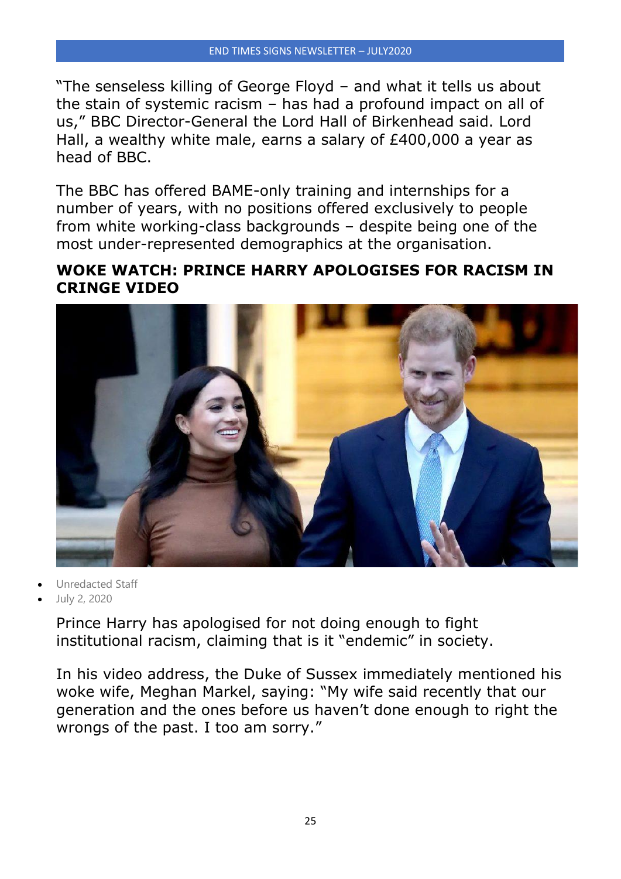"The senseless killing of George Floyd – and what it tells us about the stain of systemic racism – has had a profound impact on all of us," BBC Director-General the Lord Hall of Birkenhead said. Lord Hall, a wealthy white male, earns a salary of £400,000 a year as head of BBC.

The BBC has offered BAME-only training and internships for a number of years, with no positions offered exclusively to people from white working-class backgrounds – despite being one of the most under-represented demographics at the organisation.

## WOKE WATCH: PRINCE HARRY APOLOGISES FOR RACISM IN CRINGE VIDEO

- Unredacted Staff
- July 2, 2020

Prince Harry has apologised for not doing enough to fight institutional racism, claiming that is it "endemic" in society.

In his video address, the Duke of Sussex immediately mentioned his woke wife, Meghan Markel, saying: "My wife said recently that our generation and the ones before us haven't done enough to right the wrongs of the past. I too am sorry."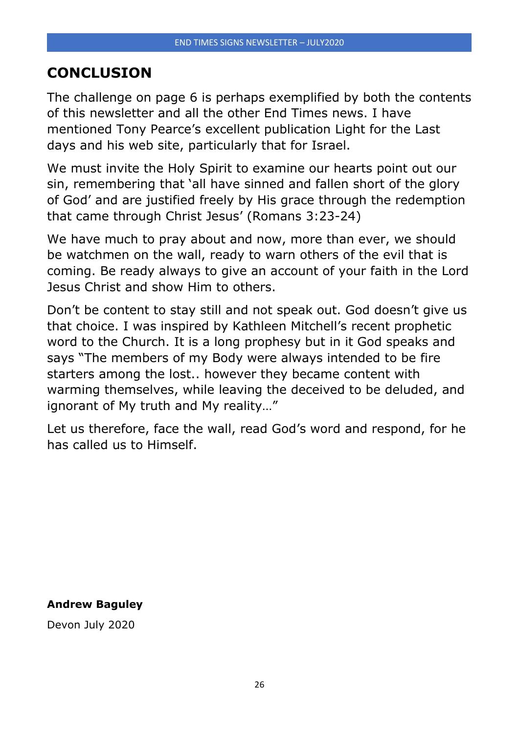## CONCLUSION

The challenge on page 6 is perhaps exemplified by both the contents of this newsletter and all the other End Times news. I have mentioned Tony Pearce's excellent publication Light for the Last days and his web site, particularly that for Israel.

We must invite the Holy Spirit to examine our hearts point out our sin, remembering that 'all have sinned and fallen short of the glory of God' and are justified freely by His grace through the redemption that came through Christ Jesus' (Romans 3:23-24)

We have much to pray about and now, more than ever, we should be watchmen on the wall, ready to warn others of the evil that is coming. Be ready always to give an account of your faith in the Lord Jesus Christ and show Him to others.

Don't be content to stay still and not speak out. God doesn't give us that choice. I was inspired by Kathleen Mitchell's recent prophetic word to the Church. It is a long prophesy but in it God speaks and says "The members of my Body were always intended to be fire starters among the lost.. however they became content with warming themselves, while leaving the deceived to be deluded, and ignorant of My truth and My reality…"

Let us therefore, face the wall, read God's word and respond, for he has called us to Himself.

**Andrew Baguley**

Devon July 2020